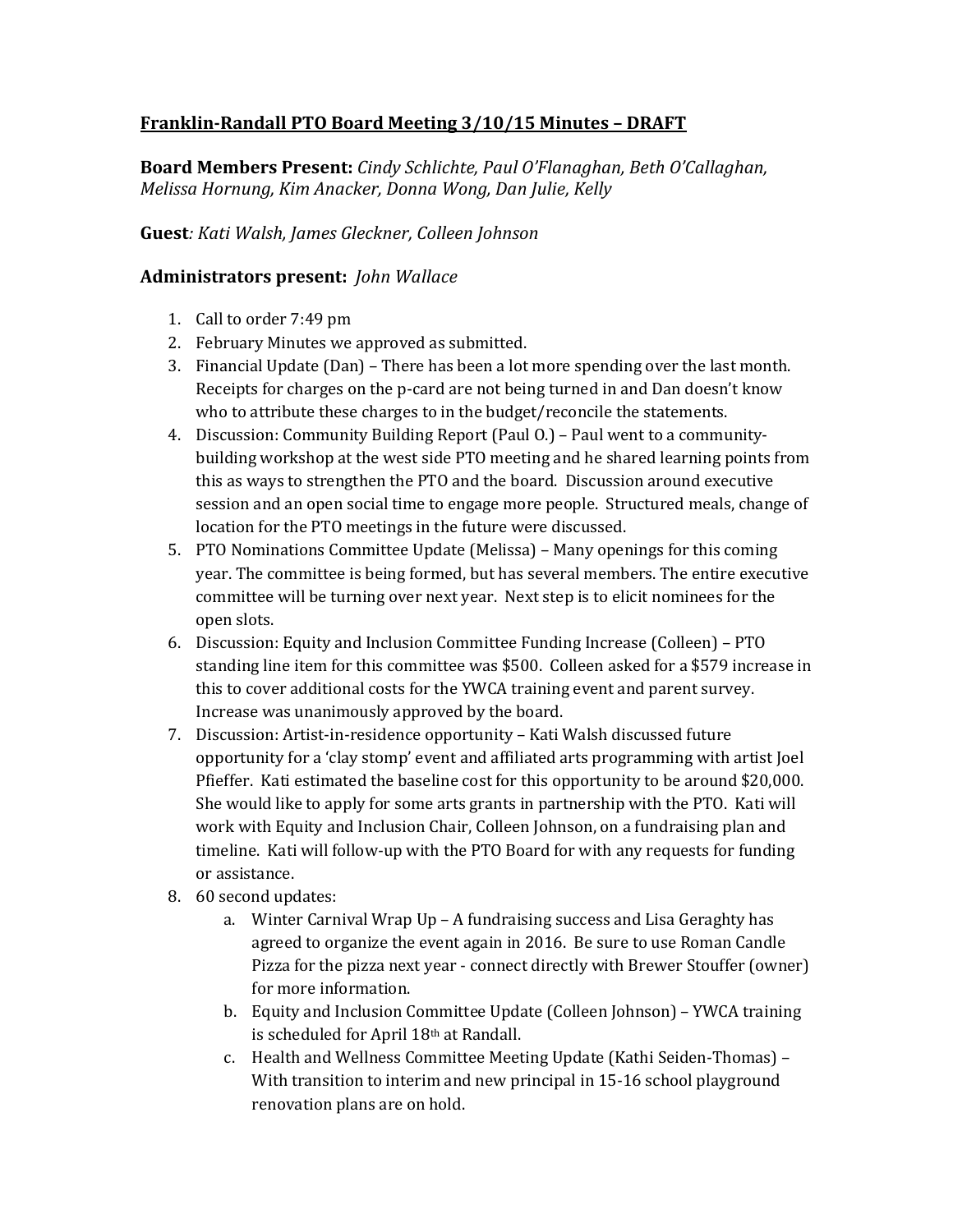# <u>Franklin-Randall PTO Board Meeting 3/10/15 Minutes – DRAFT</u>

**Board Members Present:** *Cindy Schlichte, Paul O'Flanaghan, Beth O'Callaghan, Melissa Hornung, Kim Anacker, Donna Wong, Dan Julie, Kelly*

**Guest***: Kati Walsh, James Gleckner, Colleen Johnson*

**Administrators present:** *John Wallace*

1. Call to order 7:49 pm
2. February Minutes we approved as submitted.
3. Financial Update (Dan) – There has been a lot more spending over the last month. Receipts for charges on the p-card are not being turned in and Dan doesn't know who to attribute these charges to in the budget/reconcile the statements.
4. Discussion: Community Building Report (Paul O.) – Paul went to a community-building workshop at the west side PTO meeting and he shared learning points from this as ways to strengthen the PTO and the board. Discussion around executive session and an open social time to engage more people. Structured meals, change of location for the PTO meetings in the future were discussed.
5. PTO Nominations Committee Update (Melissa) – Many openings for this coming year. The committee is being formed, but has several members. The entire executive committee will be turning over next year. Next step is to elicit nominees for the open slots.
6. Discussion: Equity and Inclusion Committee Funding Increase (Colleen) – PTO standing line item for this committee was $500. Colleen asked for a $579 increase in this to cover additional costs for the YWCA training event and parent survey. Increase was unanimously approved by the board.
7. Discussion: Artist-in-residence opportunity – Kati Walsh discussed future opportunity for a 'clay stomp' event and affiliated arts programming with artist Joel Pfieffer. Kati estimated the baseline cost for this opportunity to be around $20,000. She would like to apply for some arts grants in partnership with the PTO. Kati will work with Equity and Inclusion Chair, Colleen Johnson, on a fundraising plan and timeline. Kati will follow-up with the PTO Board for with any requests for funding or assistance.
8. 60 second updates:
   a. Winter Carnival Wrap Up – A fundraising success and Lisa Geraghty has agreed to organize the event again in 2016. Be sure to use Roman Candle Pizza for the pizza next year - connect directly with Brewer Stouffer (owner) for more information.
   b. Equity and Inclusion Committee Update (Colleen Johnson) – YWCA training is scheduled for April 18th at Randall.
   c. Health and Wellness Committee Meeting Update (Kathi Seiden-Thomas) – With transition to interim and new principal in 15-16 school playground renovation plans are on hold.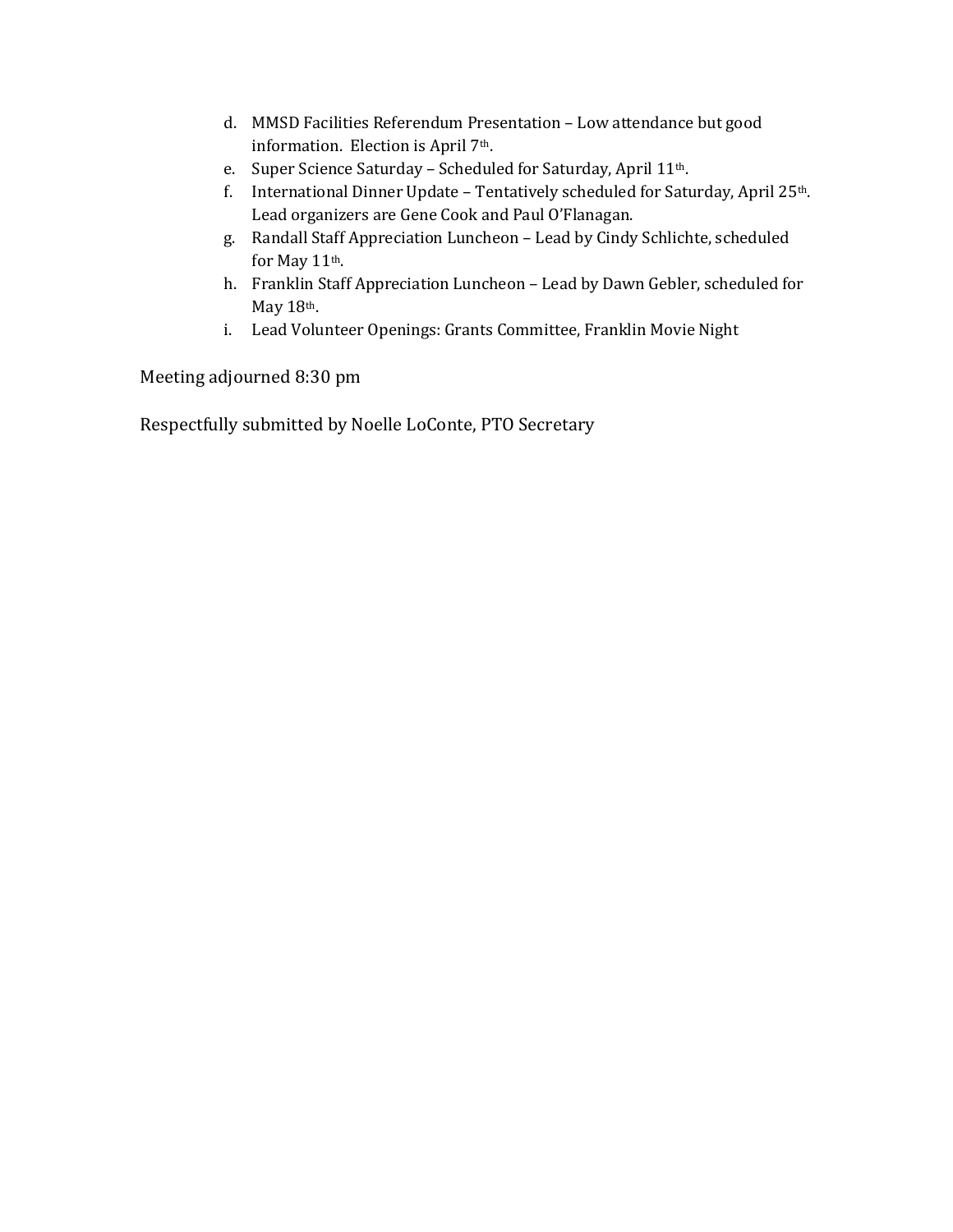d. MMSD Facilities Referendum Presentation – Low attendance but good information. Election is April 7th.
e. Super Science Saturday – Scheduled for Saturday, April 11th.
f. International Dinner Update – Tentatively scheduled for Saturday, April 25th. Lead organizers are Gene Cook and Paul O'Flanagan.
g. Randall Staff Appreciation Luncheon – Lead by Cindy Schlichte, scheduled for May 11th.
h. Franklin Staff Appreciation Luncheon – Lead by Dawn Gebler, scheduled for May 18th.
i. Lead Volunteer Openings: Grants Committee, Franklin Movie Night

Meeting adjourned 8:30 pm

Respectfully submitted by Noelle LoConte, PTO Secretary